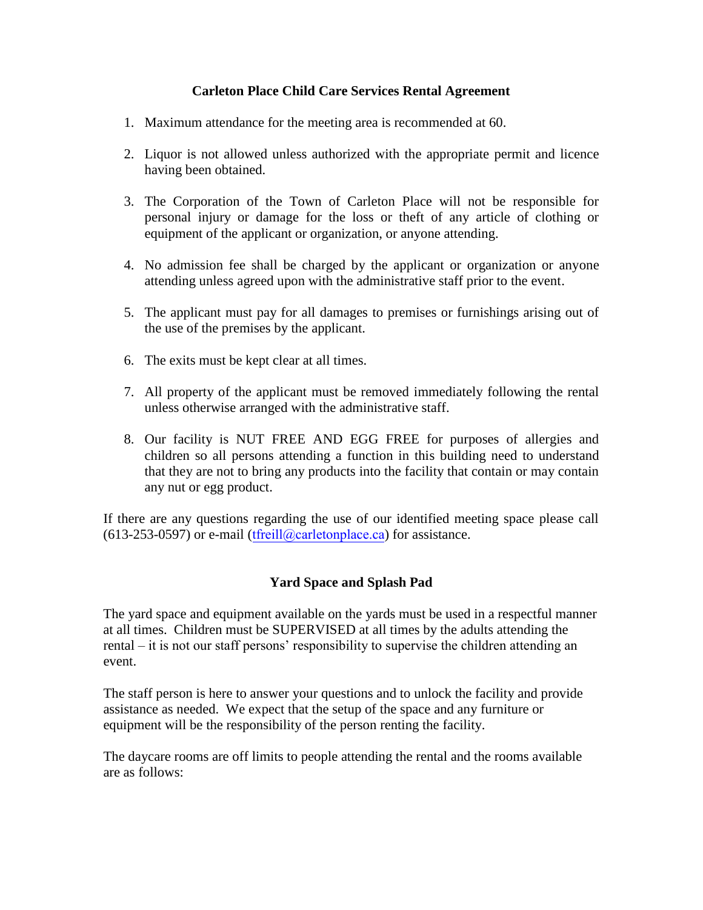# Carleton Place Child Care Services Rental Agreement

1. Maximum attendance for the meeting area is recommended at 60.

2. Liquor is not allowed unless authorized with the appropriate permit and licence having been obtained.

3. The Corporation of the Town of Carleton Place will not be responsible for personal injury or damage for the loss or theft of any article of clothing or equipment of the applicant or organization, or anyone attending.

4. No admission fee shall be charged by the applicant or organization or anyone attending unless agreed upon with the administrative staff prior to the event.

5. The applicant must pay for all damages to premises or furnishings arising out of the use of the premises by the applicant.

6. The exits must be kept clear at all times.

7. All property of the applicant must be removed immediately following the rental unless otherwise arranged with the administrative staff.

8. Our facility is NUT FREE AND EGG FREE for purposes of allergies and children so all persons attending a function in this building need to understand that they are not to bring any products into the facility that contain or may contain any nut or egg product.

If there are any questions regarding the use of our identified meeting space please call (613-253-0597) or e-mail (tfreill@carletonplace.ca) for assistance.

## Yard Space and Splash Pad

The yard space and equipment available on the yards must be used in a respectful manner at all times. Children must be SUPERVISED at all times by the adults attending the rental – it is not our staff persons' responsibility to supervise the children attending an event.

The staff person is here to answer your questions and to unlock the facility and provide assistance as needed. We expect that the setup of the space and any furniture or equipment will be the responsibility of the person renting the facility.

The daycare rooms are off limits to people attending the rental and the rooms available are as follows: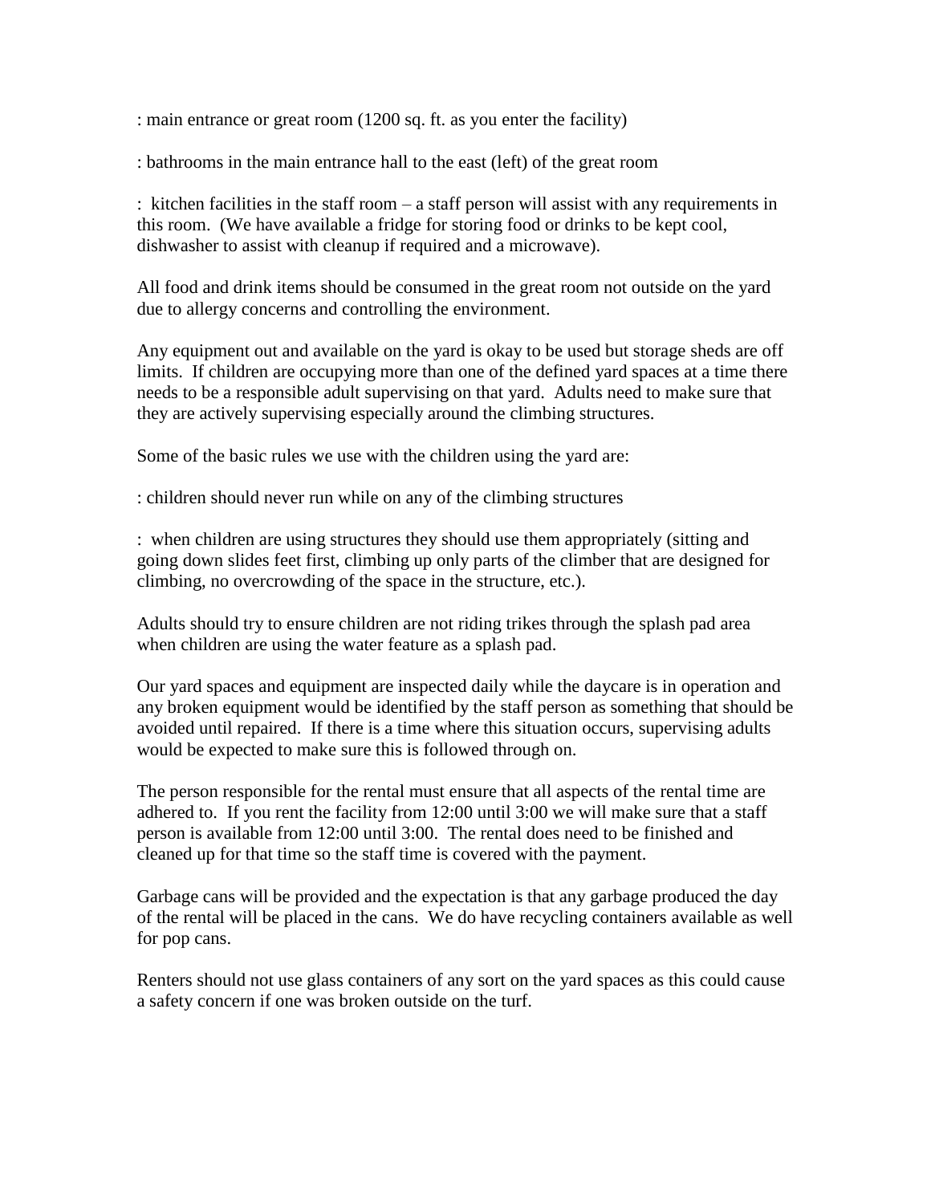: main entrance or great room (1200 sq. ft. as you enter the facility)

: bathrooms in the main entrance hall to the east (left) of the great room

: kitchen facilities in the staff room – a staff person will assist with any requirements in this room. (We have available a fridge for storing food or drinks to be kept cool, dishwasher to assist with cleanup if required and a microwave).

All food and drink items should be consumed in the great room not outside on the yard due to allergy concerns and controlling the environment.

Any equipment out and available on the yard is okay to be used but storage sheds are off limits. If children are occupying more than one of the defined yard spaces at a time there needs to be a responsible adult supervising on that yard. Adults need to make sure that they are actively supervising especially around the climbing structures.

Some of the basic rules we use with the children using the yard are:

: children should never run while on any of the climbing structures

: when children are using structures they should use them appropriately (sitting and going down slides feet first, climbing up only parts of the climber that are designed for climbing, no overcrowding of the space in the structure, etc.).

Adults should try to ensure children are not riding trikes through the splash pad area when children are using the water feature as a splash pad.

Our yard spaces and equipment are inspected daily while the daycare is in operation and any broken equipment would be identified by the staff person as something that should be avoided until repaired. If there is a time where this situation occurs, supervising adults would be expected to make sure this is followed through on.

The person responsible for the rental must ensure that all aspects of the rental time are adhered to. If you rent the facility from 12:00 until 3:00 we will make sure that a staff person is available from 12:00 until 3:00. The rental does need to be finished and cleaned up for that time so the staff time is covered with the payment.

Garbage cans will be provided and the expectation is that any garbage produced the day of the rental will be placed in the cans. We do have recycling containers available as well for pop cans.

Renters should not use glass containers of any sort on the yard spaces as this could cause a safety concern if one was broken outside on the turf.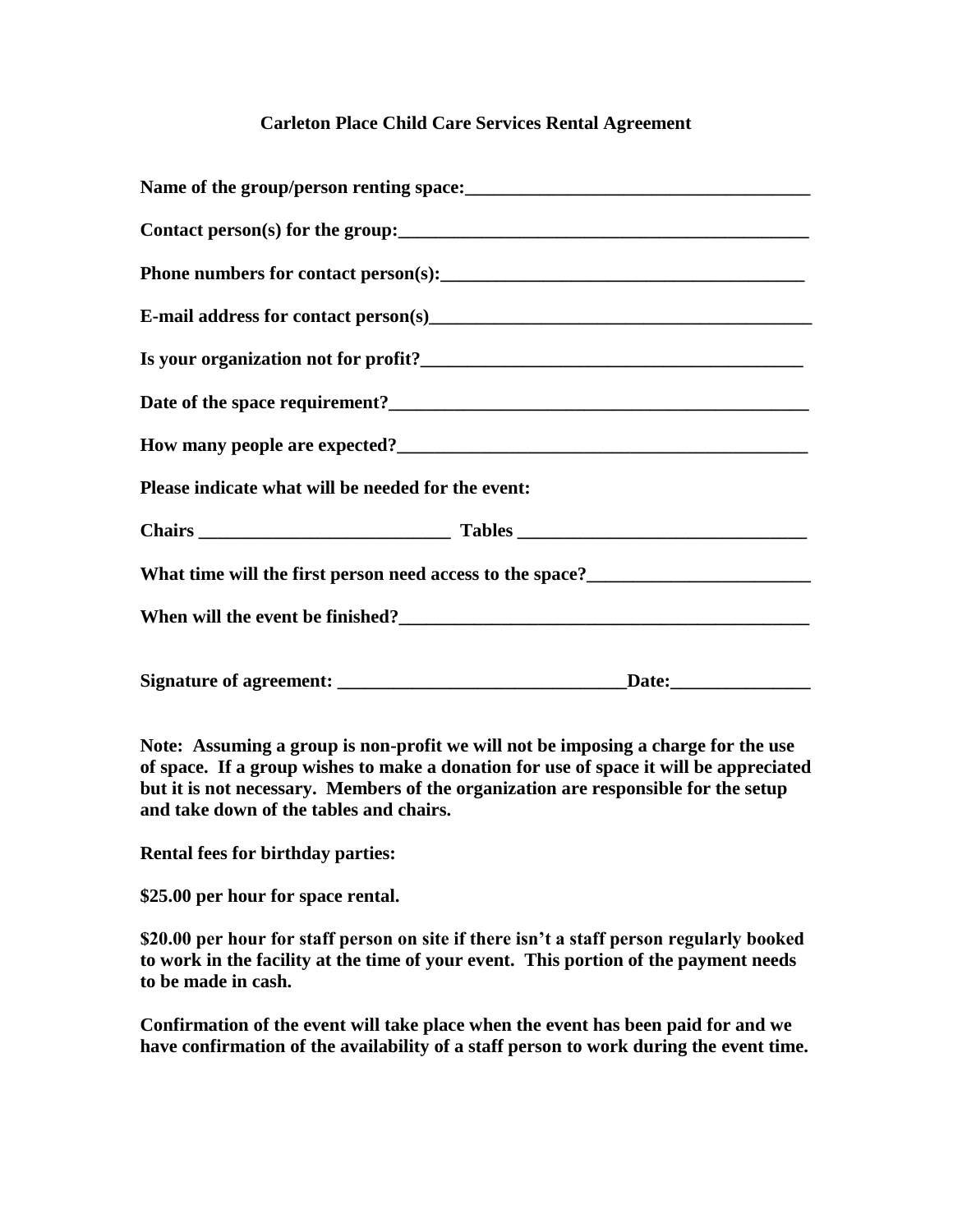# Carleton Place Child Care Services Rental Agreement

**Name of the group/person renting space:_____________________________________**

**Contact person(s) for the group:____________________________________________**

**Phone numbers for contact person(s):_______________________________________**

**E-mail address for contact person(s)________________________________________**

**Is your organization not for profit?_________________________________________**

**Date of the space requirement?_____________________________________________**

**How many people are expected?_____________________________________________**

**Please indicate what will be needed for the event:**

**Chairs ___________________________ Tables _______________________________**

**What time will the first person need access to the space?________________________**

**When will the event be finished?_____________________________________________**

**Signature of agreement: ______________________________Date:_______________**

**Note: Assuming a group is non-profit we will not be imposing a charge for the use of space. If a group wishes to make a donation for use of space it will be appreciated but it is not necessary. Members of the organization are responsible for the setup and take down of the tables and chairs.**

**Rental fees for birthday parties:**

**$25.00 per hour for space rental.**

**$20.00 per hour for staff person on site if there isn't a staff person regularly booked to work in the facility at the time of your event. This portion of the payment needs to be made in cash.**

**Confirmation of the event will take place when the event has been paid for and we have confirmation of the availability of a staff person to work during the event time.**